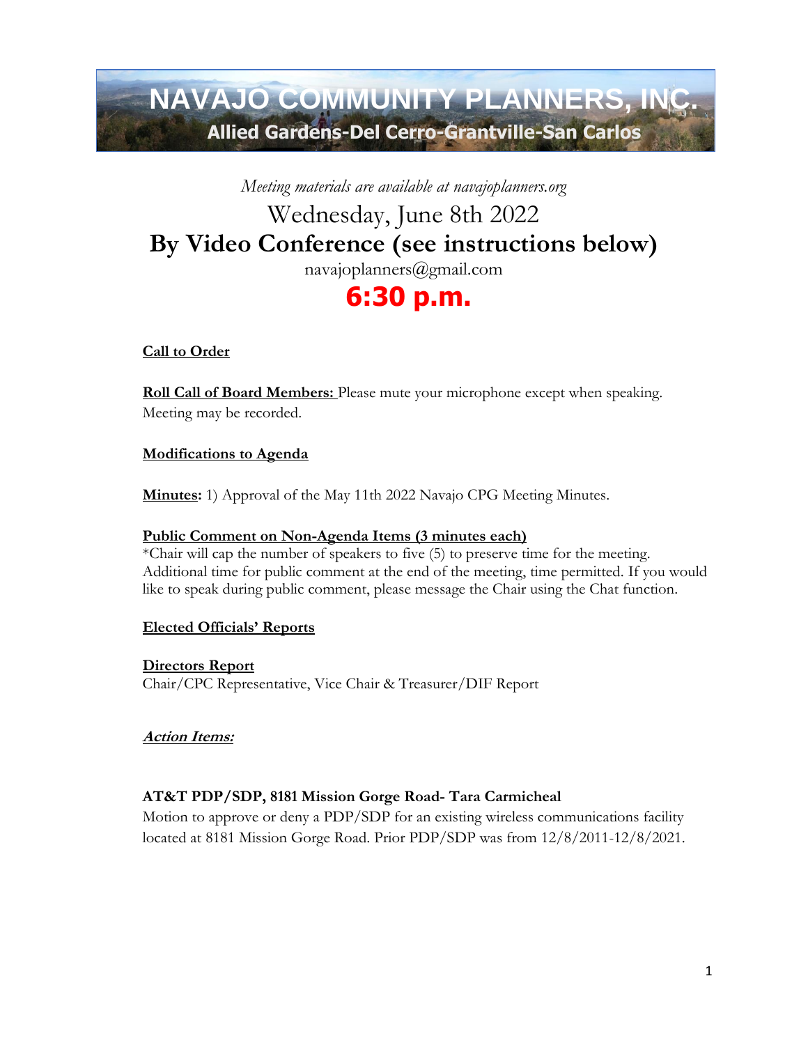# NAVAJO COMMUNITY PLANNERS, INC.

**Allied Gardens-Del Cerro-Grantville-San Carlos**

*Meeting materials are available at navajoplanners.org*

Wednesday, June 8th 2022

## By Video Conference (see instructions below)

navajoplanners@gmail.com

## 6:30 p.m.

**Call to Order**

**Roll Call of Board Members:** Please mute your microphone except when speaking. Meeting may be recorded.

**Modifications to Agenda**

**Minutes:** 1) Approval of the May 11th 2022 Navajo CPG Meeting Minutes.

**Public Comment on Non-Agenda Items (3 minutes each)**
*Chair will cap the number of speakers to five (5) to preserve time for the meeting. Additional time for public comment at the end of the meeting, time permitted. If you would like to speak during public comment, please message the Chair using the Chat function.

**Elected Officials' Reports**

**Directors Report**
Chair/CPC Representative, Vice Chair & Treasurer/DIF Report

***Action Items:***

**AT&T PDP/SDP, 8181 Mission Gorge Road- Tara Carmicheal**
Motion to approve or deny a PDP/SDP for an existing wireless communications facility located at 8181 Mission Gorge Road. Prior PDP/SDP was from 12/8/2011-12/8/2021.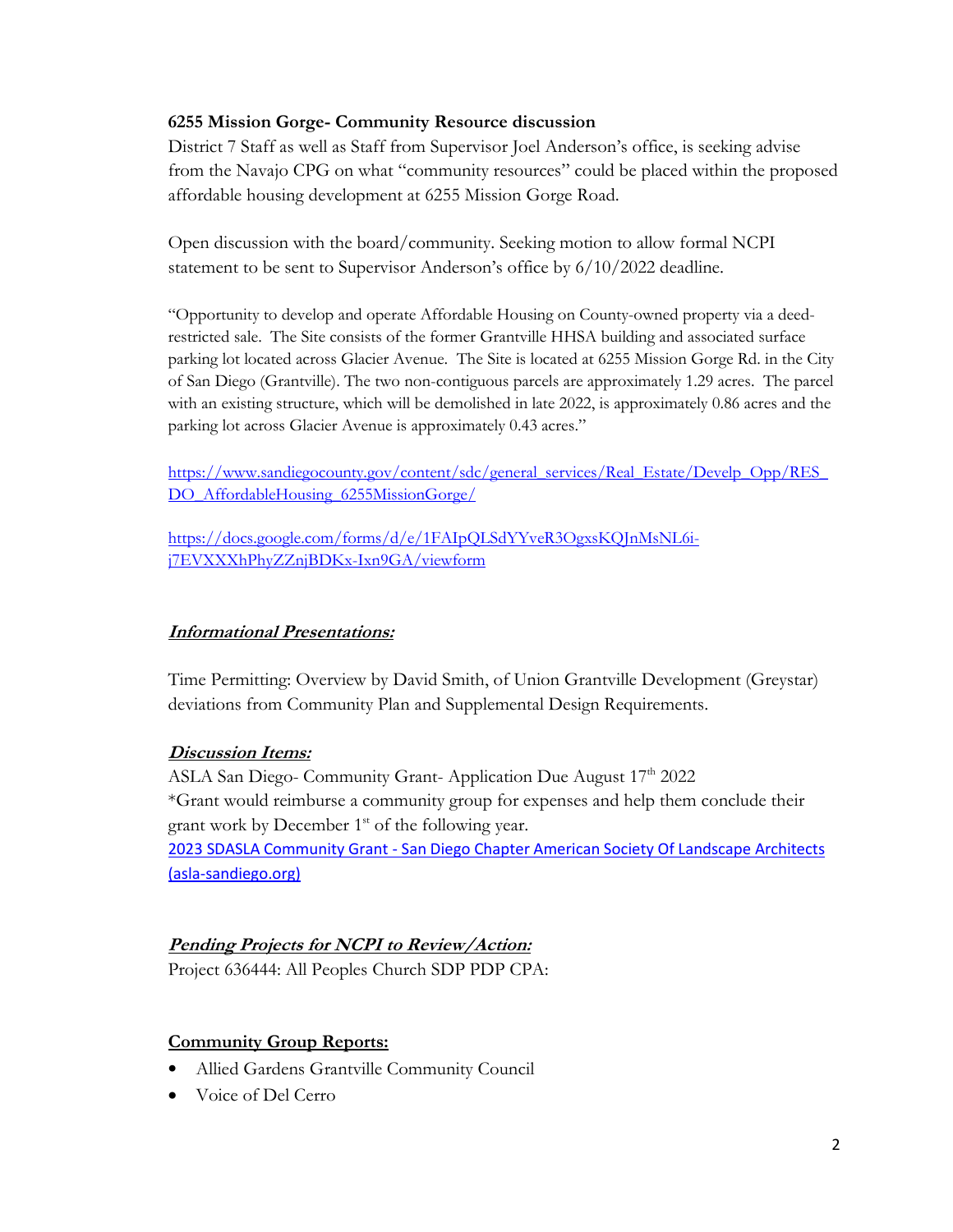**6255 Mission Gorge- Community Resource discussion**

District 7 Staff as well as Staff from Supervisor Joel Anderson's office, is seeking advise from the Navajo CPG on what "community resources" could be placed within the proposed affordable housing development at 6255 Mission Gorge Road.

Open discussion with the board/community. Seeking motion to allow formal NCPI statement to be sent to Supervisor Anderson's office by 6/10/2022 deadline.

"Opportunity to develop and operate Affordable Housing on County-owned property via a deed-restricted sale. The Site consists of the former Grantville HHSA building and associated surface parking lot located across Glacier Avenue. The Site is located at 6255 Mission Gorge Rd. in the City of San Diego (Grantville). The two non-contiguous parcels are approximately 1.29 acres. The parcel with an existing structure, which will be demolished in late 2022, is approximately 0.86 acres and the parking lot across Glacier Avenue is approximately 0.43 acres."

https://www.sandiegocounty.gov/content/sdc/general_services/Real_Estate/Develp_Opp/RES_DO_AffordableHousing_6255MissionGorge/

https://docs.google.com/forms/d/e/1FAIpQLSdYYveR3OgxsKQJnMsNL6i-j7EVXXXhPhyZZnjBDKx-Ixn9GA/viewform

***Informational Presentations:***

Time Permitting: Overview by David Smith, of Union Grantville Development (Greystar) deviations from Community Plan and Supplemental Design Requirements.

***Discussion Items:***

ASLA San Diego- Community Grant- Application Due August 17th 2022

*Grant would reimburse a community group for expenses and help them conclude their grant work by December 1st of the following year.

2023 SDASLA Community Grant - San Diego Chapter American Society Of Landscape Architects (asla-sandiego.org)

***Pending Projects for NCPI to Review/Action:***

Project 636444: All Peoples Church SDP PDP CPA:

**Community Group Reports:**

- Allied Gardens Grantville Community Council
- Voice of Del Cerro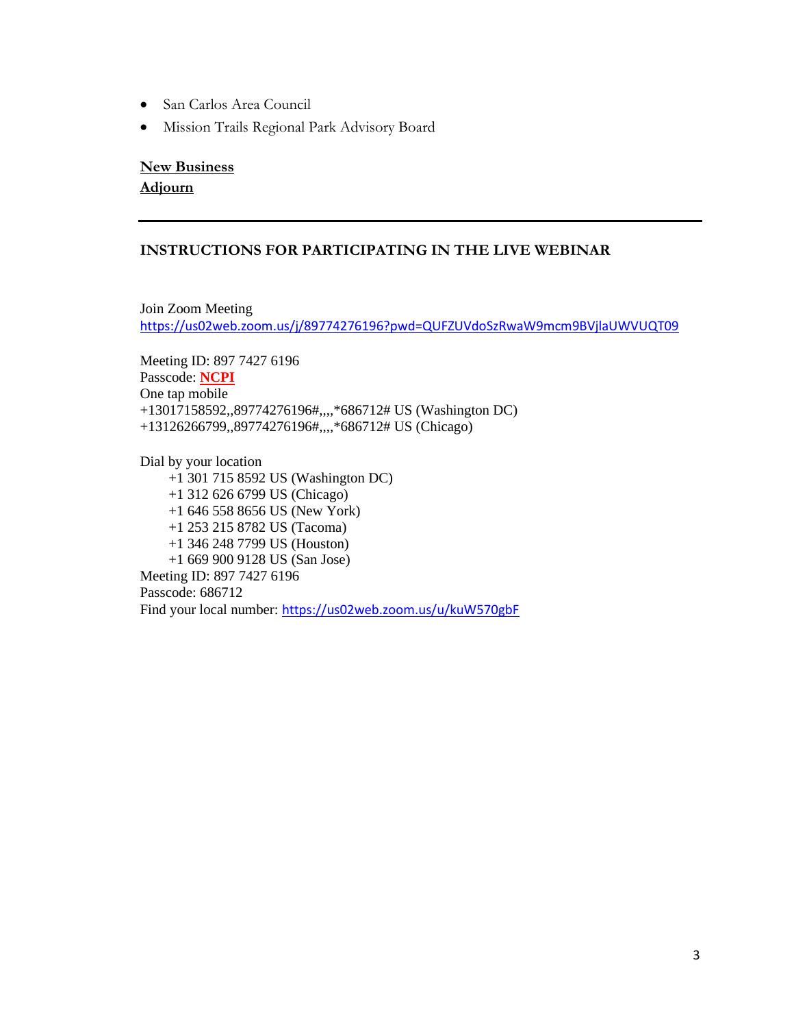- San Carlos Area Council
- Mission Trails Regional Park Advisory Board

**New Business**

**Adjourn**

---

**INSTRUCTIONS FOR PARTICIPATING IN THE LIVE WEBINAR**

Join Zoom Meeting
https://us02web.zoom.us/j/89774276196?pwd=QUFZUVdoSzRwaW9mcm9BVjlaUWVUQT09

Meeting ID: 897 7427 6196
Passcode: **NCPI**
One tap mobile
+13017158592,,89774276196#,,,,*686712# US (Washington DC)
+13126266799,,89774276196#,,,,*686712# US (Chicago)

Dial by your location
+1 301 715 8592 US (Washington DC)
+1 312 626 6799 US (Chicago)
+1 646 558 8656 US (New York)
+1 253 215 8782 US (Tacoma)
+1 346 248 7799 US (Houston)
+1 669 900 9128 US (San Jose)
Meeting ID: 897 7427 6196
Passcode: 686712
Find your local number: https://us02web.zoom.us/u/kuW570gbF